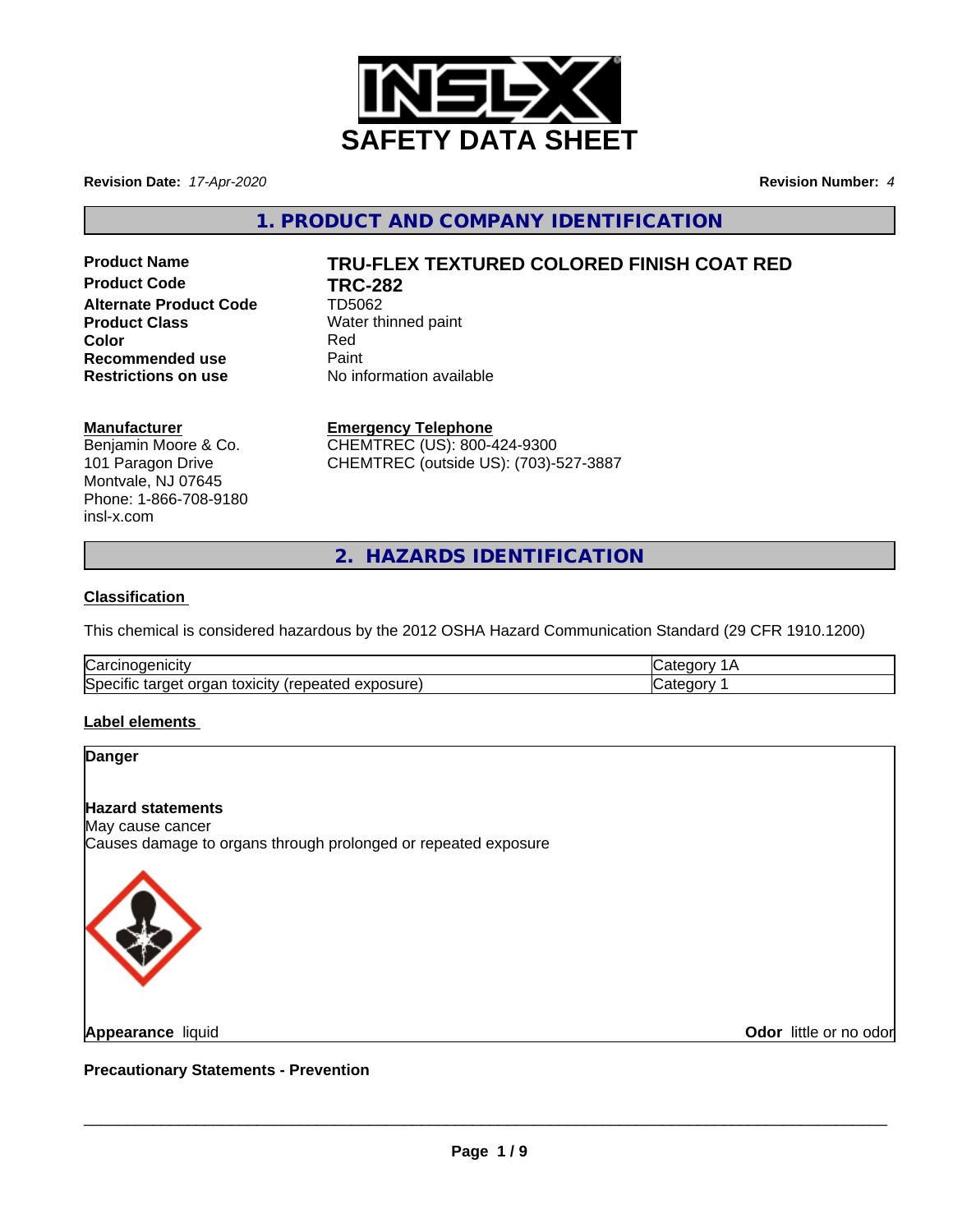# SAFETY DATA SHEET

**Revision Date:** *17-Apr-2020* **Revision Number:** *4*

## 1. PRODUCT AND COMPANY IDENTIFICATION

| | |
|---|---|
| **Product Name** | **TRU-FLEX TEXTURED COLORED FINISH COAT RED** |
| **Product Code** | **TRC-282** |
| **Alternate Product Code** | TD5062 |
| **Product Class** | Water thinned paint |
| **Color** | Red |
| **Recommended use** | Paint |
| **Restrictions on use** | No information available |

**Manufacturer**
Benjamin Moore & Co.
101 Paragon Drive
Montvale, NJ 07645
Phone: 1-866-708-9180
insl-x.com

**Emergency Telephone**
CHEMTREC (US): 800-424-9300
CHEMTREC (outside US): (703)-527-3887

## 2. HAZARDS IDENTIFICATION

**Classification**

This chemical is considered hazardous by the 2012 OSHA Hazard Communication Standard (29 CFR 1910.1200)

| | |
|---|---|
| Carcinogenicity | Category 1A |
| Specific target organ toxicity (repeated exposure) | Category 1 |

**Label elements**

**Danger**

**Hazard statements**
May cause cancer
Causes damage to organs through prolonged or repeated exposure

**Appearance** liquid **Odor** little or no odor

**Precautionary Statements - Prevention**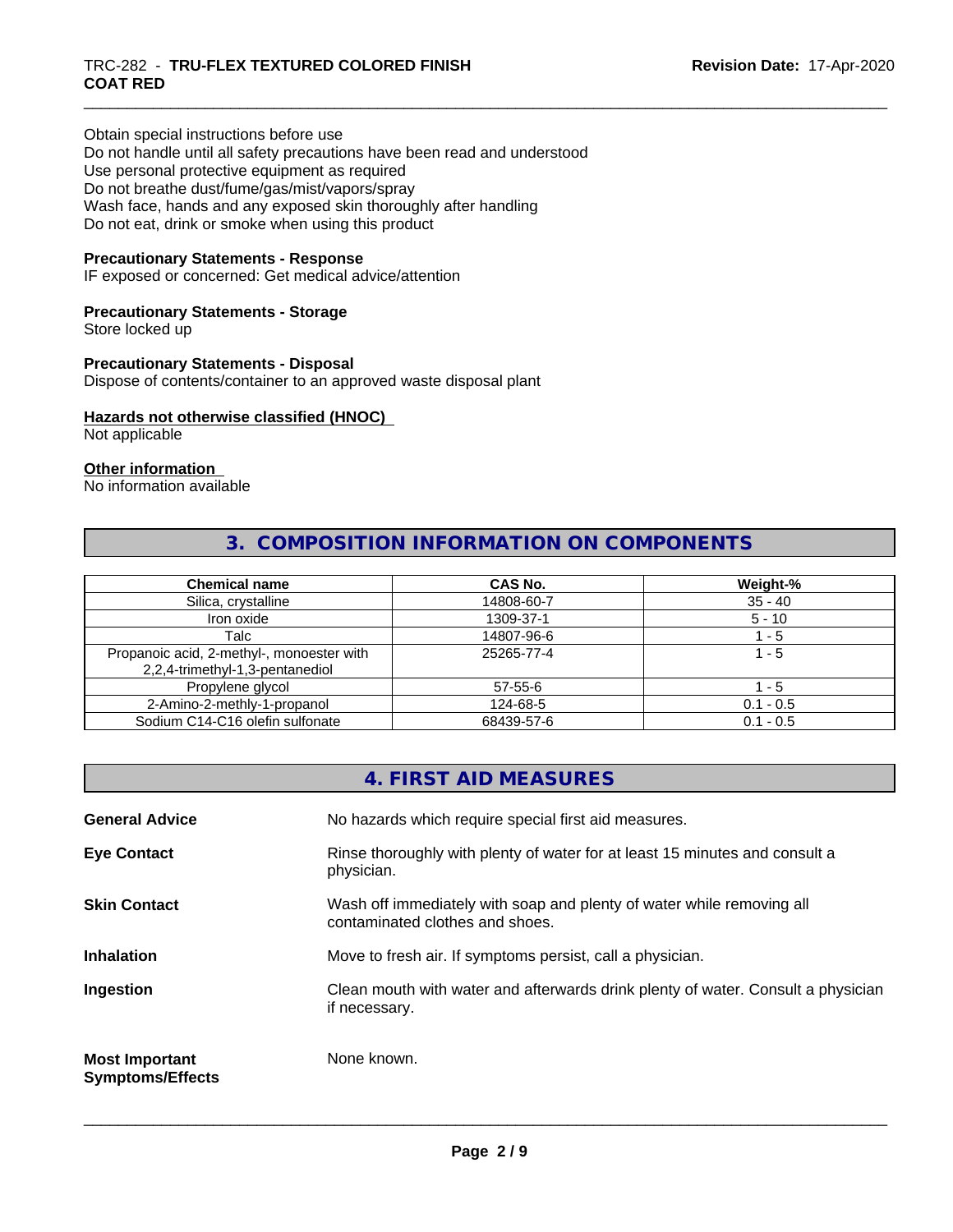Obtain special instructions before use
Do not handle until all safety precautions have been read and understood
Use personal protective equipment as required
Do not breathe dust/fume/gas/mist/vapors/spray
Wash face, hands and any exposed skin thoroughly after handling
Do not eat, drink or smoke when using this product

**Precautionary Statements - Response**
IF exposed or concerned: Get medical advice/attention

**Precautionary Statements - Storage**
Store locked up

**Precautionary Statements - Disposal**
Dispose of contents/container to an approved waste disposal plant

**Hazards not otherwise classified (HNOC)**
Not applicable

**Other information**
No information available

## 3. COMPOSITION INFORMATION ON COMPONENTS

| Chemical name | CAS No. | Weight-% |
|---|---|---|
| Silica, crystalline | 14808-60-7 | 35 - 40 |
| Iron oxide | 1309-37-1 | 5 - 10 |
| Talc | 14807-96-6 | 1 - 5 |
| Propanoic acid, 2-methyl-, monoester with 2,2,4-trimethyl-1,3-pentanediol | 25265-77-4 | 1 - 5 |
| Propylene glycol | 57-55-6 | 1 - 5 |
| 2-Amino-2-methly-1-propanol | 124-68-5 | 0.1 - 0.5 |
| Sodium C14-C16 olefin sulfonate | 68439-57-6 | 0.1 - 0.5 |

## 4. FIRST AID MEASURES

**General Advice** No hazards which require special first aid measures.

**Eye Contact** Rinse thoroughly with plenty of water for at least 15 minutes and consult a physician.

**Skin Contact** Wash off immediately with soap and plenty of water while removing all contaminated clothes and shoes.

**Inhalation** Move to fresh air. If symptoms persist, call a physician.

**Ingestion** Clean mouth with water and afterwards drink plenty of water. Consult a physician if necessary.

**Most Important Symptoms/Effects** None known.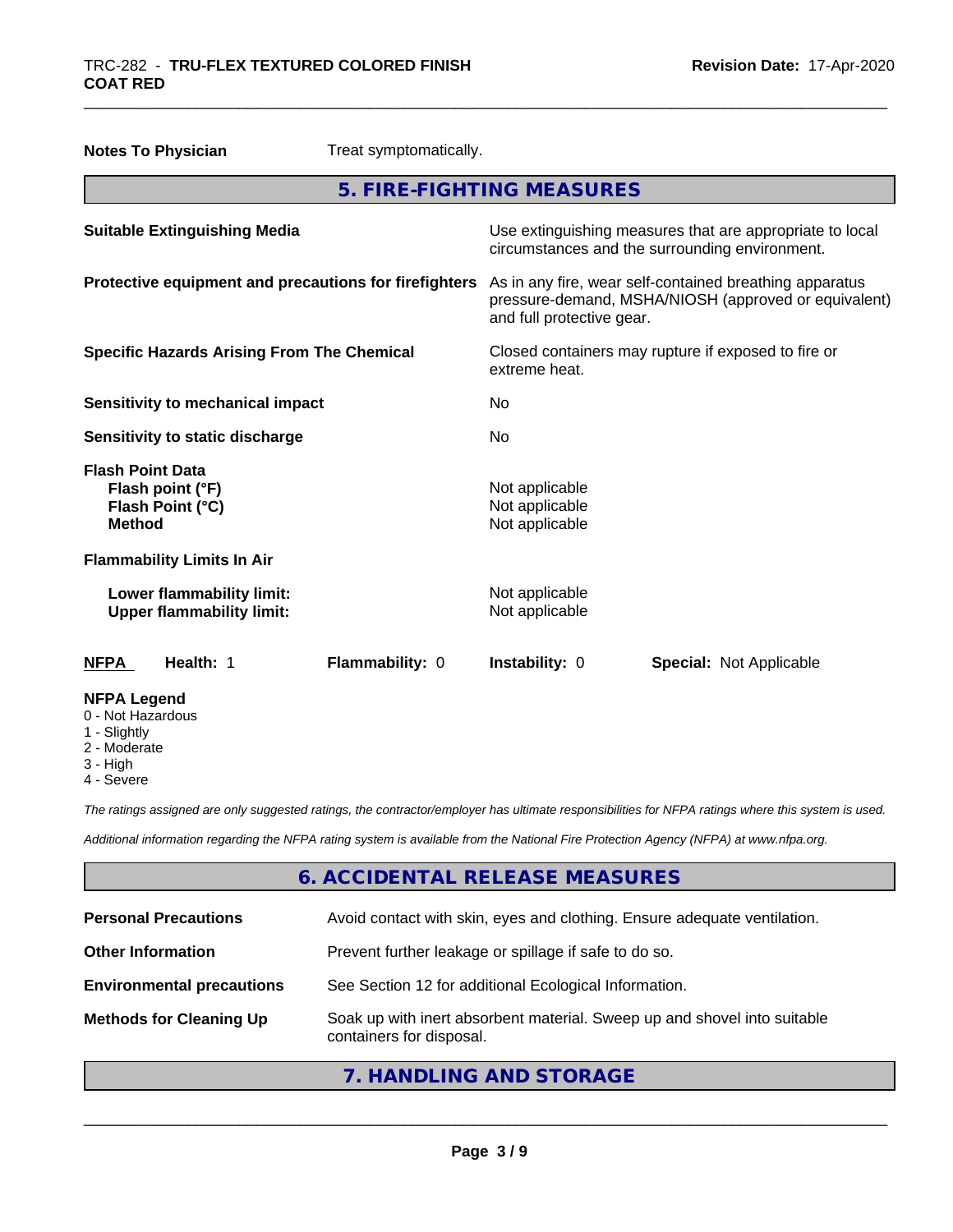**Notes To Physician** Treat symptomatically.

## 5. FIRE-FIGHTING MEASURES

| | |
|---|---|
| **Suitable Extinguishing Media** | Use extinguishing measures that are appropriate to local circumstances and the surrounding environment. |
| **Protective equipment and precautions for firefighters** | As in any fire, wear self-contained breathing apparatus pressure-demand, MSHA/NIOSH (approved or equivalent) and full protective gear. |
| **Specific Hazards Arising From The Chemical** | Closed containers may rupture if exposed to fire or extreme heat. |
| **Sensitivity to mechanical impact** | No |
| **Sensitivity to static discharge** | No |

**Flash Point Data**

| | |
|---|---|
| **Flash point (°F)** | Not applicable |
| **Flash Point (°C)** | Not applicable |
| **Method** | Not applicable |

**Flammability Limits In Air**

| | |
|---|---|
| **Lower flammability limit:** | Not applicable |
| **Upper flammability limit:** | Not applicable |

| **NFPA** | **Health:** 1 | **Flammability:** 0 | **Instability:** 0 | **Special:** Not Applicable |
|---|---|---|---|---|

**NFPA Legend**
- 0 - Not Hazardous
- 1 - Slightly
- 2 - Moderate
- 3 - High
- 4 - Severe

*The ratings assigned are only suggested ratings, the contractor/employer has ultimate responsibilities for NFPA ratings where this system is used.*

*Additional information regarding the NFPA rating system is available from the National Fire Protection Agency (NFPA) at www.nfpa.org.*

## 6. ACCIDENTAL RELEASE MEASURES

| | |
|---|---|
| **Personal Precautions** | Avoid contact with skin, eyes and clothing. Ensure adequate ventilation. |
| **Other Information** | Prevent further leakage or spillage if safe to do so. |
| **Environmental precautions** | See Section 12 for additional Ecological Information. |
| **Methods for Cleaning Up** | Soak up with inert absorbent material. Sweep up and shovel into suitable containers for disposal. |

## 7. HANDLING AND STORAGE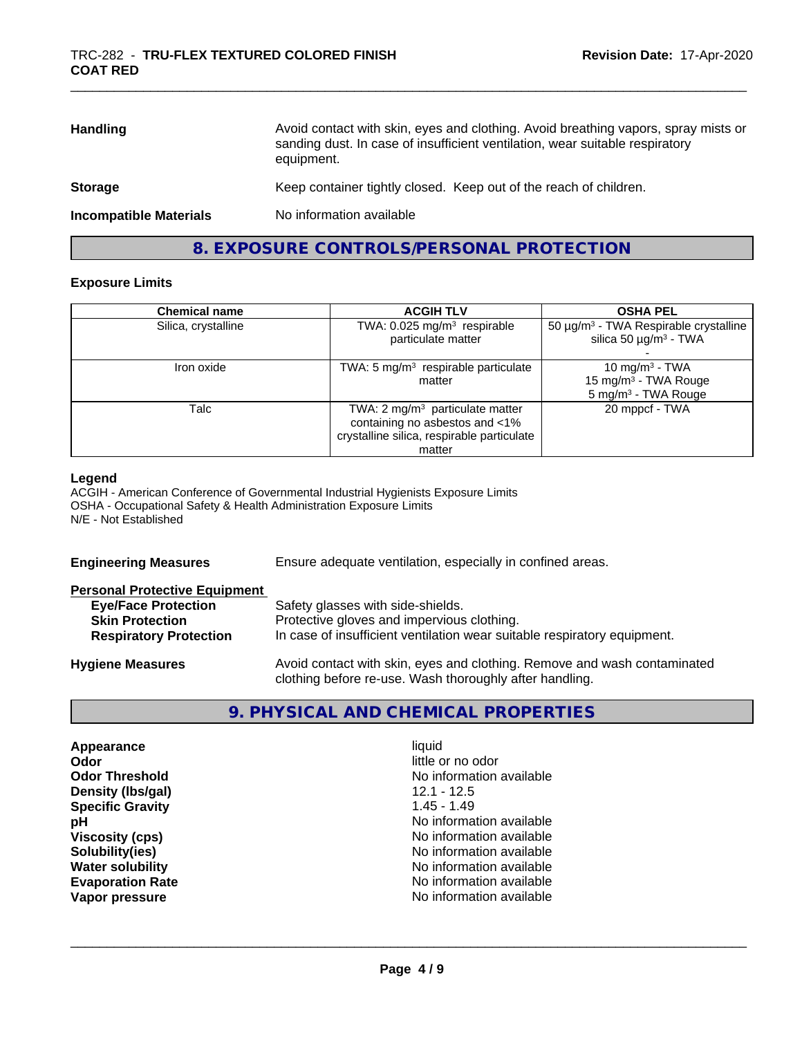| | |
|---|---|
| **Handling** | Avoid contact with skin, eyes and clothing. Avoid breathing vapors, spray mists or sanding dust. In case of insufficient ventilation, wear suitable respiratory equipment. |
| **Storage** | Keep container tightly closed. Keep out of the reach of children. |
| **Incompatible Materials** | No information available |

## 8. EXPOSURE CONTROLS/PERSONAL PROTECTION

### Exposure Limits

| Chemical name | ACGIH TLV | OSHA PEL |
|---|---|---|
| Silica, crystalline | TWA: 0.025 mg/m³ respirable particulate matter | 50 µg/m³ - TWA Respirable crystalline silica 50 µg/m³ - TWA - |
| Iron oxide | TWA: 5 mg/m³ respirable particulate matter | 10 mg/m³ - TWA 15 mg/m³ - TWA Rouge 5 mg/m³ - TWA Rouge |
| Talc | TWA: 2 mg/m³ particulate matter containing no asbestos and <1% crystalline silica, respirable particulate matter | 20 mppcf - TWA |

**Legend**
ACGIH - American Conference of Governmental Industrial Hygienists Exposure Limits
OSHA - Occupational Safety & Health Administration Exposure Limits
N/E - Not Established

**Engineering Measures** Ensure adequate ventilation, especially in confined areas.

**Personal Protective Equipment**

| | |
|---|---|
| **Eye/Face Protection** | Safety glasses with side-shields. |
| **Skin Protection** | Protective gloves and impervious clothing. |
| **Respiratory Protection** | In case of insufficient ventilation wear suitable respiratory equipment. |

**Hygiene Measures** Avoid contact with skin, eyes and clothing. Remove and wash contaminated clothing before re-use. Wash thoroughly after handling.

## 9. PHYSICAL AND CHEMICAL PROPERTIES

| | |
|---|---|
| **Appearance** | liquid |
| **Odor** | little or no odor |
| **Odor Threshold** | No information available |
| **Density (lbs/gal)** | 12.1 - 12.5 |
| **Specific Gravity** | 1.45 - 1.49 |
| **pH** | No information available |
| **Viscosity (cps)** | No information available |
| **Solubility(ies)** | No information available |
| **Water solubility** | No information available |
| **Evaporation Rate** | No information available |
| **Vapor pressure** | No information available |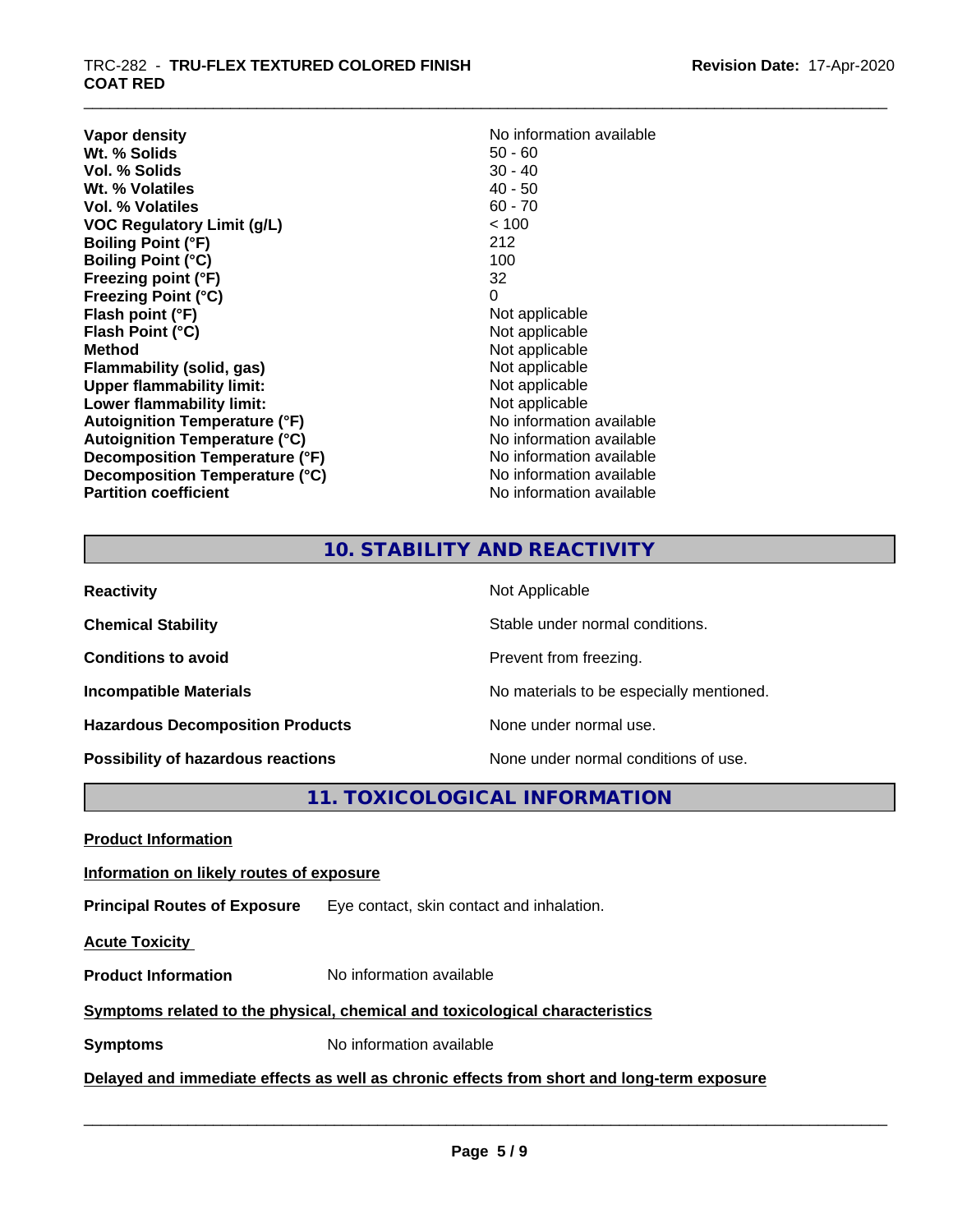| | |
|---|---|
| **Vapor density** | No information available |
| **Wt. % Solids** | 50 - 60 |
| **Vol. % Solids** | 30 - 40 |
| **Wt. % Volatiles** | 40 - 50 |
| **Vol. % Volatiles** | 60 - 70 |
| **VOC Regulatory Limit (g/L)** | < 100 |
| **Boiling Point (°F)** | 212 |
| **Boiling Point (°C)** | 100 |
| **Freezing point (°F)** | 32 |
| **Freezing Point (°C)** | 0 |
| **Flash point (°F)** | Not applicable |
| **Flash Point (°C)** | Not applicable |
| **Method** | Not applicable |
| **Flammability (solid, gas)** | Not applicable |
| **Upper flammability limit:** | Not applicable |
| **Lower flammability limit:** | Not applicable |
| **Autoignition Temperature (°F)** | No information available |
| **Autoignition Temperature (°C)** | No information available |
| **Decomposition Temperature (°F)** | No information available |
| **Decomposition Temperature (°C)** | No information available |
| **Partition coefficient** | No information available |

## 10. STABILITY AND REACTIVITY

| | |
|---|---|
| **Reactivity** | Not Applicable |
| **Chemical Stability** | Stable under normal conditions. |
| **Conditions to avoid** | Prevent from freezing. |
| **Incompatible Materials** | No materials to be especially mentioned. |
| **Hazardous Decomposition Products** | None under normal use. |
| **Possibility of hazardous reactions** | None under normal conditions of use. |

## 11. TOXICOLOGICAL INFORMATION

**Product Information**

**Information on likely routes of exposure**

**Principal Routes of Exposure** Eye contact, skin contact and inhalation.

**Acute Toxicity**

**Product Information** No information available

**Symptoms related to the physical, chemical and toxicological characteristics**

**Symptoms** No information available

**Delayed and immediate effects as well as chronic effects from short and long-term exposure**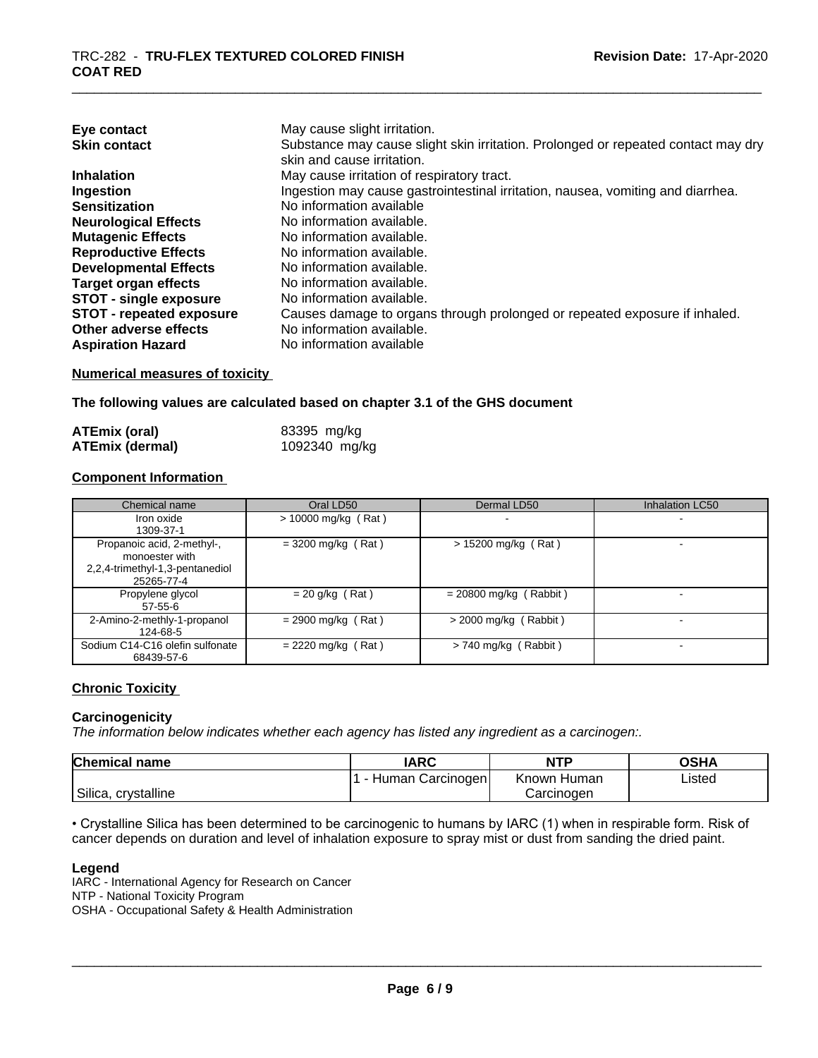| | |
|---|---|
| **Eye contact** | May cause slight irritation. |
| **Skin contact** | Substance may cause slight skin irritation. Prolonged or repeated contact may dry skin and cause irritation. |
| **Inhalation** | May cause irritation of respiratory tract. |
| **Ingestion** | Ingestion may cause gastrointestinal irritation, nausea, vomiting and diarrhea. |
| **Sensitization** | No information available |
| **Neurological Effects** | No information available. |
| **Mutagenic Effects** | No information available. |
| **Reproductive Effects** | No information available. |
| **Developmental Effects** | No information available. |
| **Target organ effects** | No information available. |
| **STOT - single exposure** | No information available. |
| **STOT - repeated exposure** | Causes damage to organs through prolonged or repeated exposure if inhaled. |
| **Other adverse effects** | No information available. |
| **Aspiration Hazard** | No information available |

**Numerical measures of toxicity**

**The following values are calculated based on chapter 3.1 of the GHS document**

| | |
|---|---|
| **ATEmix (oral)** | 83395 mg/kg |
| **ATEmix (dermal)** | 1092340 mg/kg |

**Component Information**

| Chemical name | Oral LD50 | Dermal LD50 | Inhalation LC50 |
|---|---|---|---|
| Iron oxide<br>1309-37-1 | > 10000 mg/kg ( Rat ) | - | - |
| Propanoic acid, 2-methyl-, monoester with 2,2,4-trimethyl-1,3-pentanediol<br>25265-77-4 | = 3200 mg/kg ( Rat ) | > 15200 mg/kg ( Rat ) | - |
| Propylene glycol<br>57-55-6 | = 20 g/kg ( Rat ) | = 20800 mg/kg ( Rabbit ) | - |
| 2-Amino-2-methly-1-propanol<br>124-68-5 | = 2900 mg/kg ( Rat ) | > 2000 mg/kg ( Rabbit ) | - |
| Sodium C14-C16 olefin sulfonate<br>68439-57-6 | = 2220 mg/kg ( Rat ) | > 740 mg/kg ( Rabbit ) | - |

**Chronic Toxicity**

**Carcinogenicity**

*The information below indicates whether each agency has listed any ingredient as a carcinogen:.*

| Chemical name | IARC | NTP | OSHA |
|---|---|---|---|
| Silica, crystalline | 1 - Human Carcinogen | Known Human Carcinogen | Listed |

• Crystalline Silica has been determined to be carcinogenic to humans by IARC (1) when in respirable form. Risk of cancer depends on duration and level of inhalation exposure to spray mist or dust from sanding the dried paint.

**Legend**

IARC - International Agency for Research on Cancer
NTP - National Toxicity Program
OSHA - Occupational Safety & Health Administration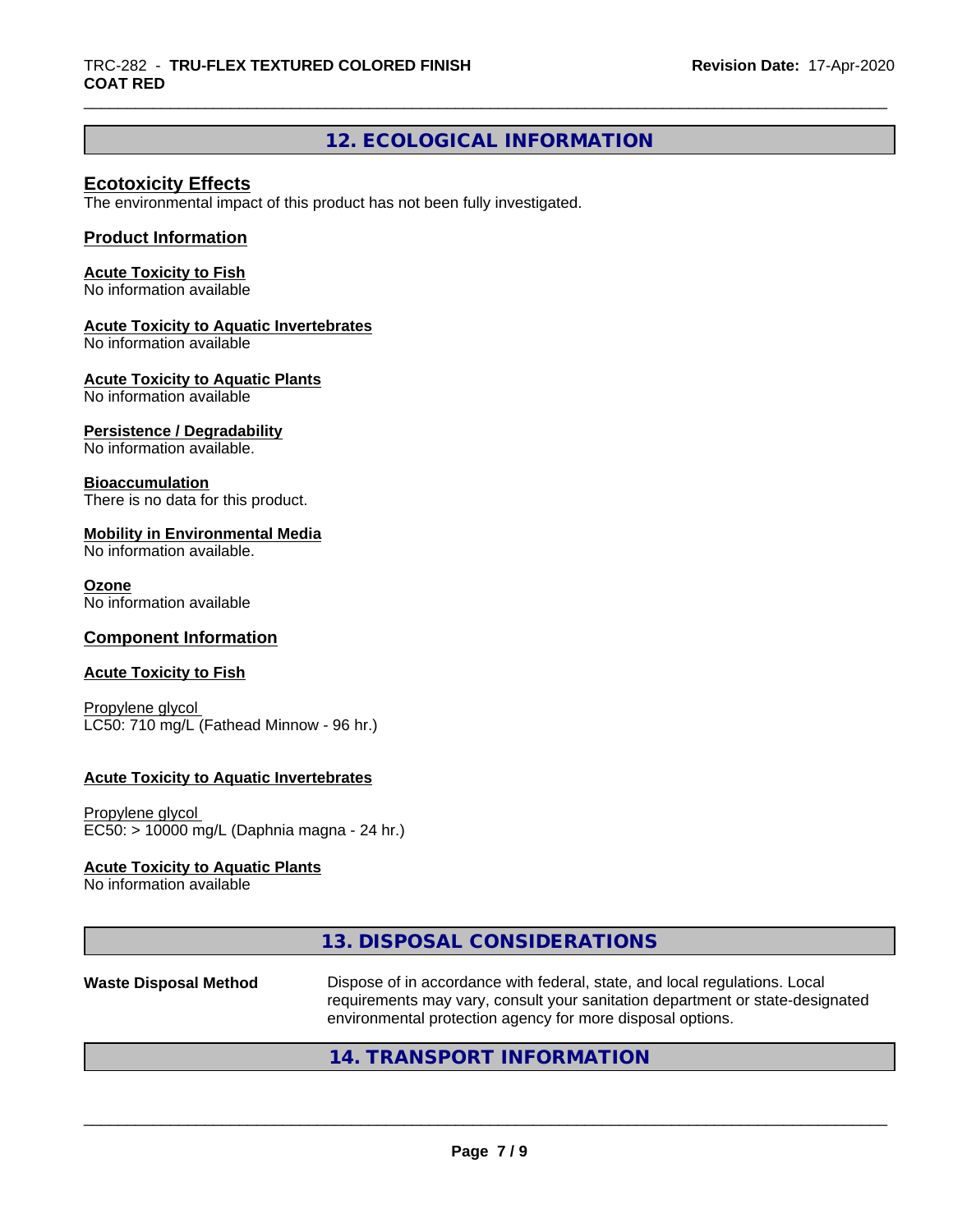## 12. ECOLOGICAL INFORMATION

### Ecotoxicity Effects

The environmental impact of this product has not been fully investigated.

### Product Information

**Acute Toxicity to Fish**
No information available

**Acute Toxicity to Aquatic Invertebrates**
No information available

**Acute Toxicity to Aquatic Plants**
No information available

**Persistence / Degradability**
No information available.

**Bioaccumulation**
There is no data for this product.

**Mobility in Environmental Media**
No information available.

**Ozone**
No information available

### Component Information

**Acute Toxicity to Fish**

Propylene glycol
LC50: 710 mg/L (Fathead Minnow - 96 hr.)

**Acute Toxicity to Aquatic Invertebrates**

Propylene glycol
EC50: > 10000 mg/L (Daphnia magna - 24 hr.)

**Acute Toxicity to Aquatic Plants**
No information available

## 13. DISPOSAL CONSIDERATIONS

**Waste Disposal Method** Dispose of in accordance with federal, state, and local regulations. Local requirements may vary, consult your sanitation department or state-designated environmental protection agency for more disposal options.

## 14. TRANSPORT INFORMATION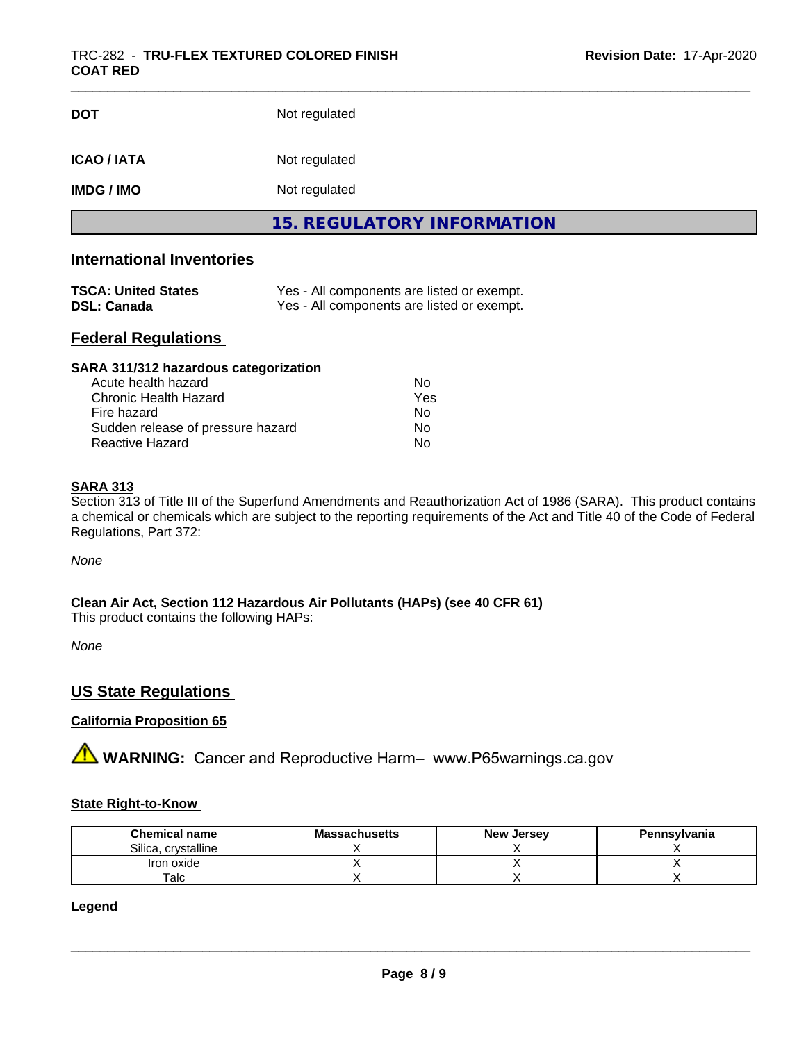| | |
|---|---|
| **DOT** | Not regulated |
| **ICAO / IATA** | Not regulated |
| **IMDG / IMO** | Not regulated |

## 15. REGULATORY INFORMATION

### International Inventories

| | |
|---|---|
| **TSCA: United States** | Yes - All components are listed or exempt. |
| **DSL: Canada** | Yes - All components are listed or exempt. |

### Federal Regulations

**SARA 311/312 hazardous categorization**

| | |
|---|---|
| Acute health hazard | No |
| Chronic Health Hazard | Yes |
| Fire hazard | No |
| Sudden release of pressure hazard | No |
| Reactive Hazard | No |

**SARA 313**

Section 313 of Title III of the Superfund Amendments and Reauthorization Act of 1986 (SARA). This product contains a chemical or chemicals which are subject to the reporting requirements of the Act and Title 40 of the Code of Federal Regulations, Part 372:

*None*

**Clean Air Act, Section 112 Hazardous Air Pollutants (HAPs) (see 40 CFR 61)**

This product contains the following HAPs:

*None*

### US State Regulations

**California Proposition 65**

**WARNING:** Cancer and Reproductive Harm– www.P65warnings.ca.gov

**State Right-to-Know**

| Chemical name | Massachusetts | New Jersey | Pennsylvania |
|---|---|---|---|
| Silica, crystalline | X | X | X |
| Iron oxide | X | X | X |
| Talc | X | X | X |

**Legend**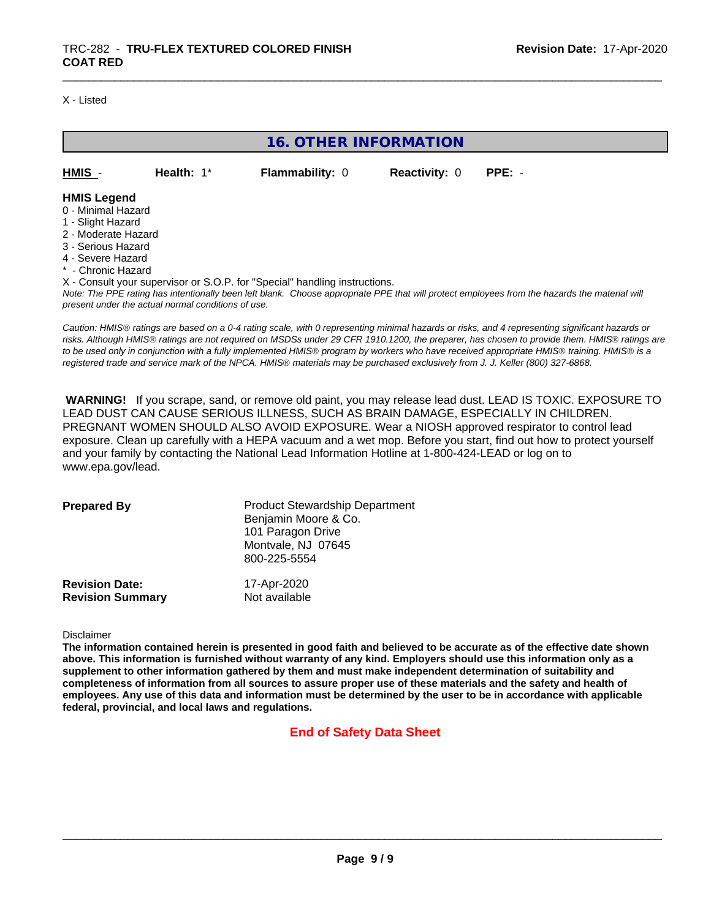X - Listed

## 16. OTHER INFORMATION

| HMIS - | Health: 1* | Flammability: 0 | Reactivity: 0 | PPE: - |
|---|---|---|---|---|

**HMIS Legend**

0 - Minimal Hazard
1 - Slight Hazard
2 - Moderate Hazard
3 - Serious Hazard
4 - Severe Hazard
* - Chronic Hazard
X - Consult your supervisor or S.O.P. for "Special" handling instructions.

*Note: The PPE rating has intentionally been left blank. Choose appropriate PPE that will protect employees from the hazards the material will present under the actual normal conditions of use.*

*Caution: HMIS® ratings are based on a 0-4 rating scale, with 0 representing minimal hazards or risks, and 4 representing significant hazards or risks. Although HMIS® ratings are not required on MSDSs under 29 CFR 1910.1200, the preparer, has chosen to provide them. HMIS® ratings are to be used only in conjunction with a fully implemented HMIS® program by workers who have received appropriate HMIS® training. HMIS® is a registered trade and service mark of the NPCA. HMIS® materials may be purchased exclusively from J. J. Keller (800) 327-6868.*

**WARNING!** If you scrape, sand, or remove old paint, you may release lead dust. LEAD IS TOXIC. EXPOSURE TO LEAD DUST CAN CAUSE SERIOUS ILLNESS, SUCH AS BRAIN DAMAGE, ESPECIALLY IN CHILDREN. PREGNANT WOMEN SHOULD ALSO AVOID EXPOSURE. Wear a NIOSH approved respirator to control lead exposure. Clean up carefully with a HEPA vacuum and a wet mop. Before you start, find out how to protect yourself and your family by contacting the National Lead Information Hotline at 1-800-424-LEAD or log on to www.epa.gov/lead.

| | |
|---|---|
| **Prepared By** | Product Stewardship Department<br>Benjamin Moore & Co.<br>101 Paragon Drive<br>Montvale, NJ 07645<br>800-225-5554 |
| **Revision Date:** | 17-Apr-2020 |
| **Revision Summary** | Not available |

Disclaimer

**The information contained herein is presented in good faith and believed to be accurate as of the effective date shown above. This information is furnished without warranty of any kind. Employers should use this information only as a supplement to other information gathered by them and must make independent determination of suitability and completeness of information from all sources to assure proper use of these materials and the safety and health of employees. Any use of this data and information must be determined by the user to be in accordance with applicable federal, provincial, and local laws and regulations.**

**End of Safety Data Sheet**